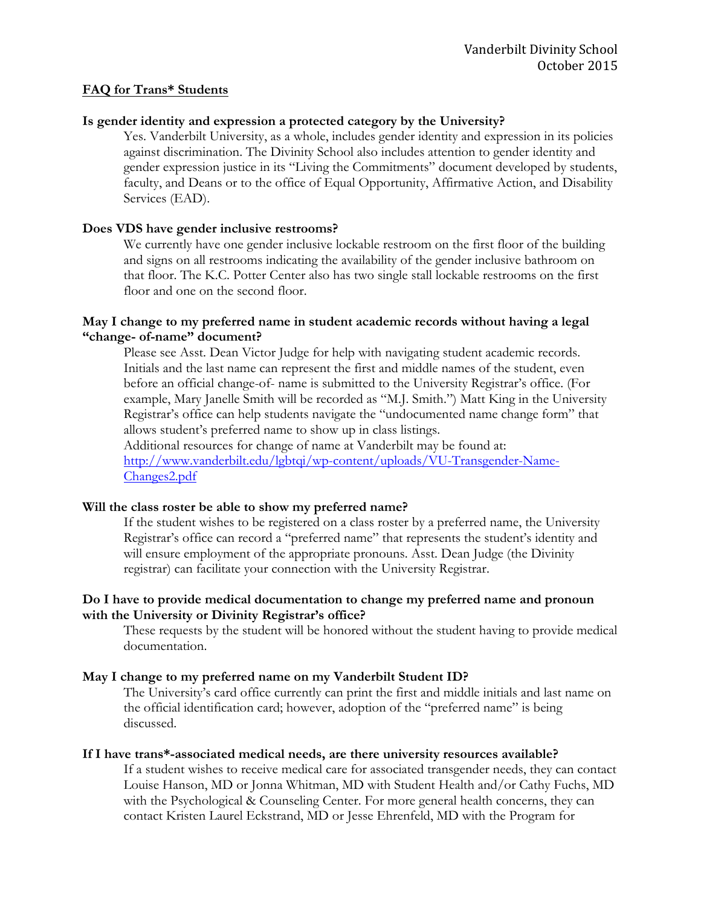Vanderbilt Divinity School
October 2015

# FAQ for Trans* Students

**Is gender identity and expression a protected category by the University?**

Yes. Vanderbilt University, as a whole, includes gender identity and expression in its policies against discrimination. The Divinity School also includes attention to gender identity and gender expression justice in its "Living the Commitments" document developed by students, faculty, and Deans or to the office of Equal Opportunity, Affirmative Action, and Disability Services (EAD).

**Does VDS have gender inclusive restrooms?**

We currently have one gender inclusive lockable restroom on the first floor of the building and signs on all restrooms indicating the availability of the gender inclusive bathroom on that floor. The K.C. Potter Center also has two single stall lockable restrooms on the first floor and one on the second floor.

**May I change to my preferred name in student academic records without having a legal "change- of-name" document?**

Please see Asst. Dean Victor Judge for help with navigating student academic records. Initials and the last name can represent the first and middle names of the student, even before an official change-of- name is submitted to the University Registrar's office. (For example, Mary Janelle Smith will be recorded as "M.J. Smith.") Matt King in the University Registrar's office can help students navigate the "undocumented name change form" that allows student's preferred name to show up in class listings.
Additional resources for change of name at Vanderbilt may be found at: [http://www.vanderbilt.edu/lgbtqi/wp-content/uploads/VU-Transgender-Name-Changes2.pdf](http://www.vanderbilt.edu/lgbtqi/wp-content/uploads/VU-Transgender-Name-Changes2.pdf)

**Will the class roster be able to show my preferred name?**

If the student wishes to be registered on a class roster by a preferred name, the University Registrar's office can record a "preferred name" that represents the student's identity and will ensure employment of the appropriate pronouns. Asst. Dean Judge (the Divinity registrar) can facilitate your connection with the University Registrar.

**Do I have to provide medical documentation to change my preferred name and pronoun with the University or Divinity Registrar's office?**

These requests by the student will be honored without the student having to provide medical documentation.

**May I change to my preferred name on my Vanderbilt Student ID?**

The University's card office currently can print the first and middle initials and last name on the official identification card; however, adoption of the "preferred name" is being discussed.

**If I have trans*-associated medical needs, are there university resources available?**

If a student wishes to receive medical care for associated transgender needs, they can contact Louise Hanson, MD or Jonna Whitman, MD with Student Health and/or Cathy Fuchs, MD with the Psychological & Counseling Center. For more general health concerns, they can contact Kristen Laurel Eckstrand, MD or Jesse Ehrenfeld, MD with the Program for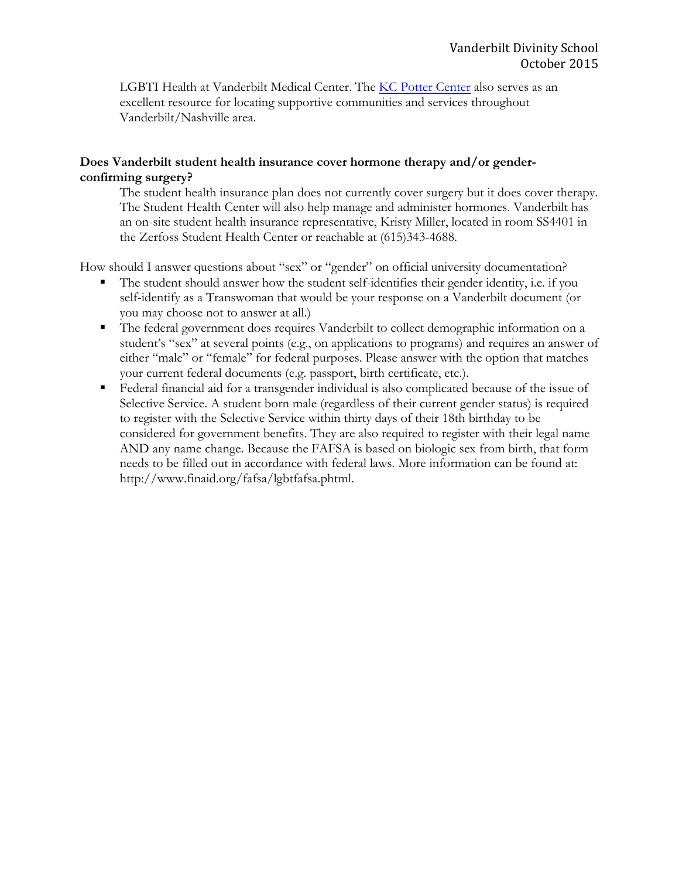LGBTI Health at Vanderbilt Medical Center. The KC Potter Center also serves as an excellent resource for locating supportive communities and services throughout Vanderbilt/Nashville area.

**Does Vanderbilt student health insurance cover hormone therapy and/or gender-confirming surgery?**

The student health insurance plan does not currently cover surgery but it does cover therapy. The Student Health Center will also help manage and administer hormones. Vanderbilt has an on-site student health insurance representative, Kristy Miller, located in room SS4401 in the Zerfoss Student Health Center or reachable at (615)343-4688.

How should I answer questions about "sex" or "gender" on official university documentation?

- The student should answer how the student self-identifies their gender identity, i.e. if you self-identify as a Transwoman that would be your response on a Vanderbilt document (or you may choose not to answer at all.)
- The federal government does requires Vanderbilt to collect demographic information on a student's "sex" at several points (e.g., on applications to programs) and requires an answer of either "male" or "female" for federal purposes. Please answer with the option that matches your current federal documents (e.g. passport, birth certificate, etc.).
- Federal financial aid for a transgender individual is also complicated because of the issue of Selective Service. A student born male (regardless of their current gender status) is required to register with the Selective Service within thirty days of their 18th birthday to be considered for government benefits. They are also required to register with their legal name AND any name change. Because the FAFSA is based on biologic sex from birth, that form needs to be filled out in accordance with federal laws. More information can be found at: http://www.finaid.org/fafsa/lgbtfafsa.phtml.